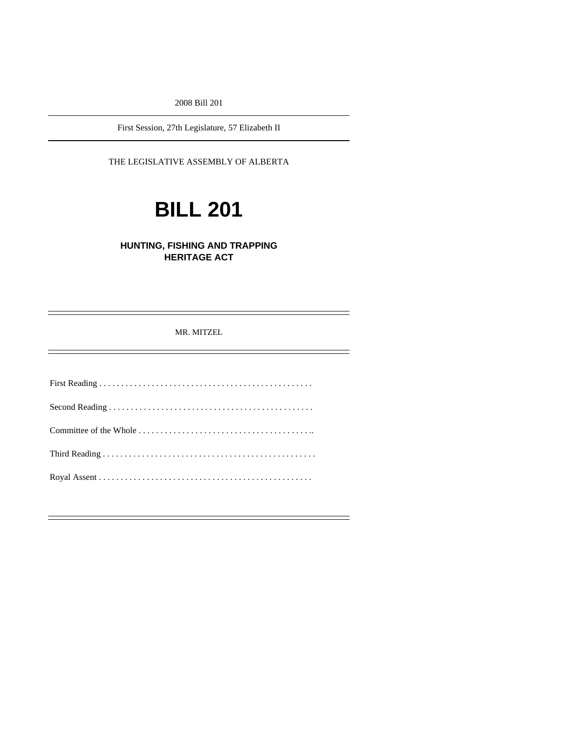2008 Bill 201

First Session, 27th Legislature, 57 Elizabeth II

THE LEGISLATIVE ASSEMBLY OF ALBERTA

# BILL 201

## HUNTING, FISHING AND TRAPPING HERITAGE ACT

MR. MITZEL

First Reading . . . . . . . . . . . . . . . . . . . . . . . . . . . . . . . . . . . . . . . . . . . . . . . . .

Second Reading . . . . . . . . . . . . . . . . . . . . . . . . . . . . . . . . . . . . . . . . . . . . . . .

Committee of the Whole . . . . . . . . . . . . . . . . . . . . . . . . . . . . . . . . . . . . . . . ..

Third Reading . . . . . . . . . . . . . . . . . . . . . . . . . . . . . . . . . . . . . . . . . . . . . . . . .

Royal Assent . . . . . . . . . . . . . . . . . . . . . . . . . . . . . . . . . . . . . . . . . . . . . . . . .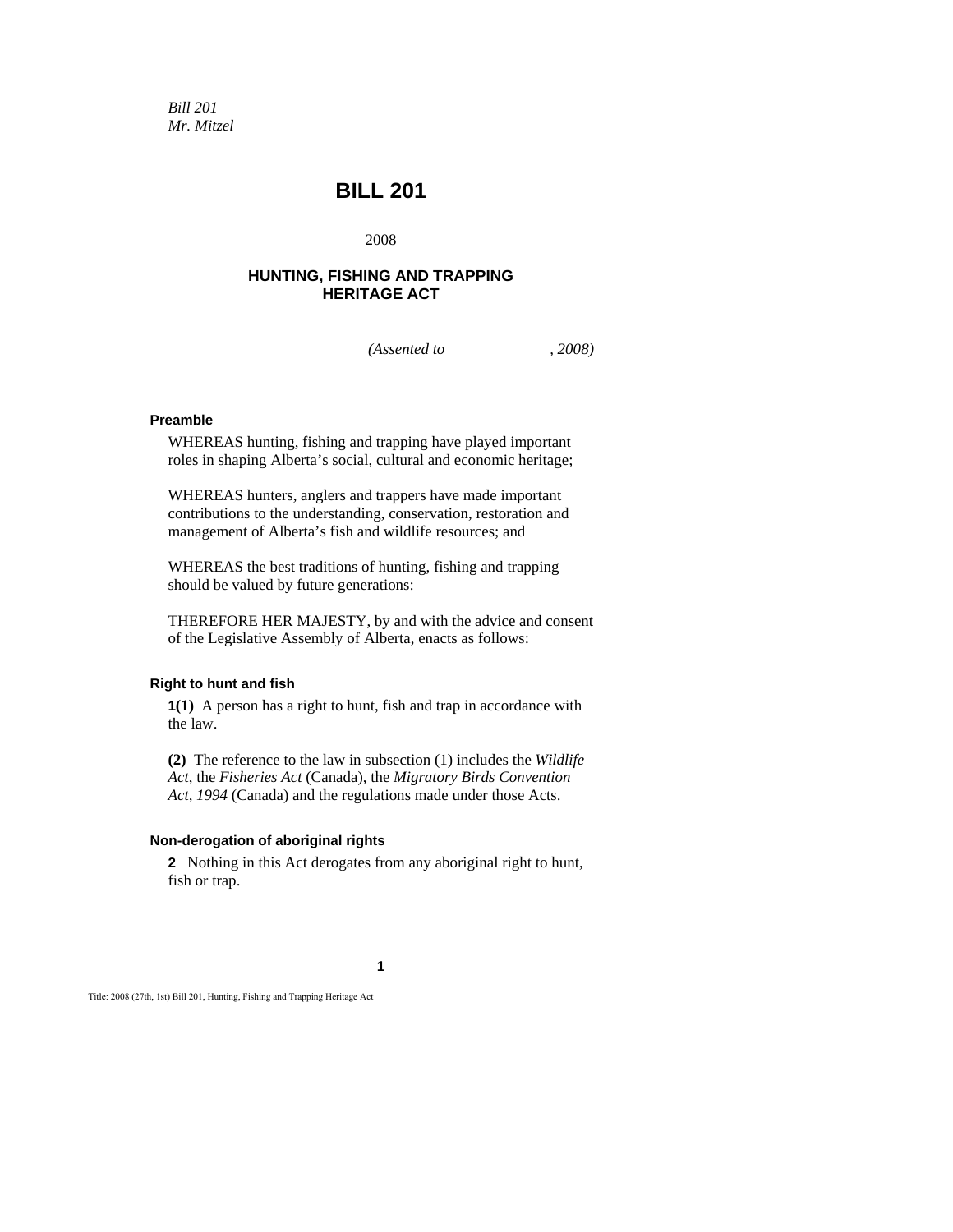*Bill 201*
*Mr. Mitzel*

# BILL 201

2008

## HUNTING, FISHING AND TRAPPING HERITAGE ACT

*(Assented to , 2008)*

**Preamble**

WHEREAS hunting, fishing and trapping have played important roles in shaping Alberta's social, cultural and economic heritage;

WHEREAS hunters, anglers and trappers have made important contributions to the understanding, conservation, restoration and management of Alberta's fish and wildlife resources; and

WHEREAS the best traditions of hunting, fishing and trapping should be valued by future generations:

THEREFORE HER MAJESTY, by and with the advice and consent of the Legislative Assembly of Alberta, enacts as follows:

**Right to hunt and fish**

**1(1)** A person has a right to hunt, fish and trap in accordance with the law.

**(2)** The reference to the law in subsection (1) includes the *Wildlife Act*, the *Fisheries Act* (Canada), the *Migratory Birds Convention Act, 1994* (Canada) and the regulations made under those Acts.

**Non-derogation of aboriginal rights**

**2** Nothing in this Act derogates from any aboriginal right to hunt, fish or trap.

Title: 2008 (27th, 1st) Bill 201, Hunting, Fishing and Trapping Heritage Act